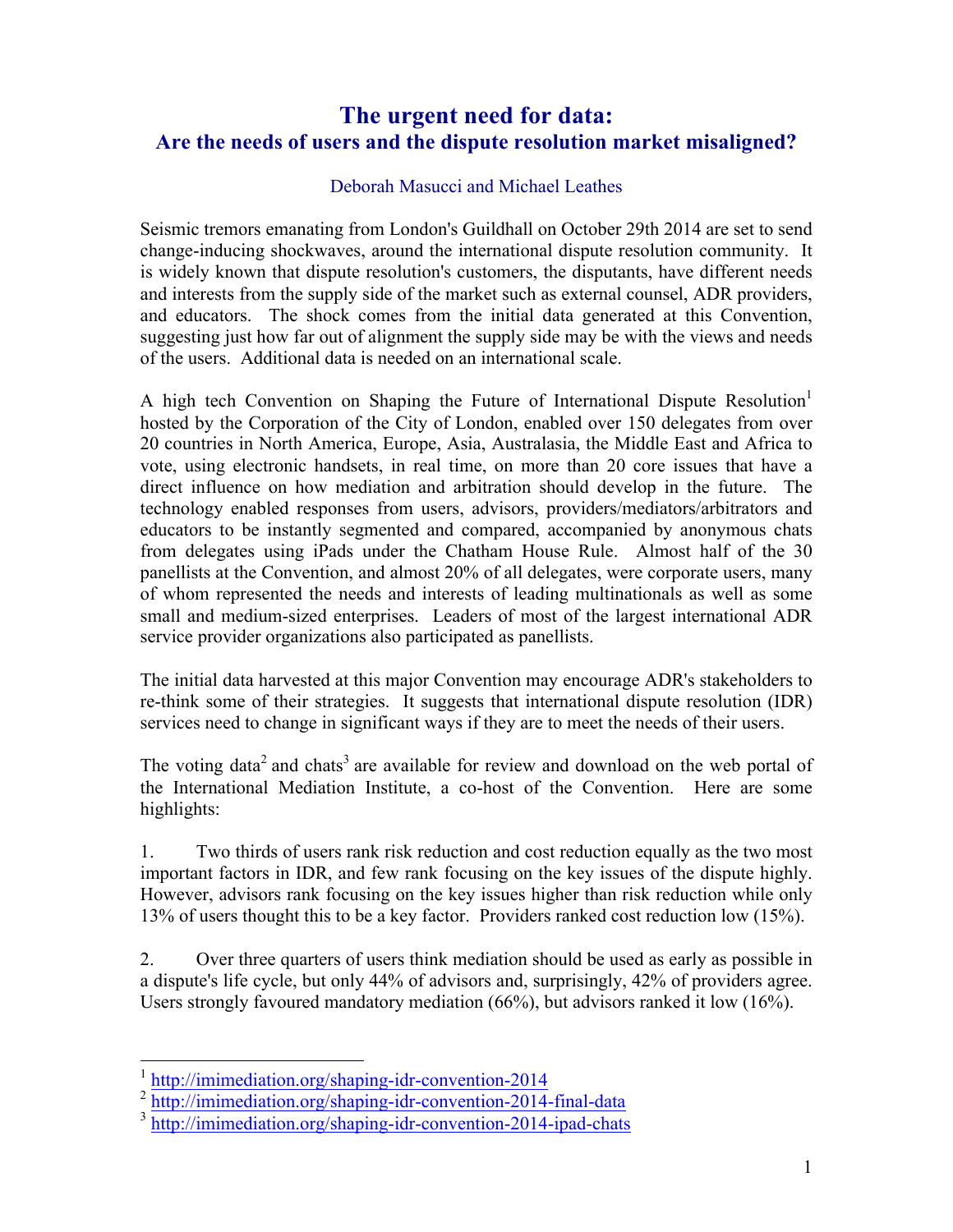# The urgent need for data:
## Are the needs of users and the dispute resolution market misaligned?

Deborah Masucci and Michael Leathes

Seismic tremors emanating from London's Guildhall on October 29th 2014 are set to send change-inducing shockwaves, around the international dispute resolution community. It is widely known that dispute resolution's customers, the disputants, have different needs and interests from the supply side of the market such as external counsel, ADR providers, and educators. The shock comes from the initial data generated at this Convention, suggesting just how far out of alignment the supply side may be with the views and needs of the users. Additional data is needed on an international scale.

A high tech Convention on Shaping the Future of International Dispute Resolution[1] hosted by the Corporation of the City of London, enabled over 150 delegates from over 20 countries in North America, Europe, Asia, Australasia, the Middle East and Africa to vote, using electronic handsets, in real time, on more than 20 core issues that have a direct influence on how mediation and arbitration should develop in the future. The technology enabled responses from users, advisors, providers/mediators/arbitrators and educators to be instantly segmented and compared, accompanied by anonymous chats from delegates using iPads under the Chatham House Rule. Almost half of the 30 panellists at the Convention, and almost 20% of all delegates, were corporate users, many of whom represented the needs and interests of leading multinationals as well as some small and medium-sized enterprises. Leaders of most of the largest international ADR service provider organizations also participated as panellists.

The initial data harvested at this major Convention may encourage ADR's stakeholders to re-think some of their strategies. It suggests that international dispute resolution (IDR) services need to change in significant ways if they are to meet the needs of their users.

The voting data[2] and chats[3] are available for review and download on the web portal of the International Mediation Institute, a co-host of the Convention. Here are some highlights:

1. Two thirds of users rank risk reduction and cost reduction equally as the two most important factors in IDR, and few rank focusing on the key issues of the dispute highly. However, advisors rank focusing on the key issues higher than risk reduction while only 13% of users thought this to be a key factor. Providers ranked cost reduction low (15%).

2. Over three quarters of users think mediation should be used as early as possible in a dispute's life cycle, but only 44% of advisors and, surprisingly, 42% of providers agree. Users strongly favoured mandatory mediation (66%), but advisors ranked it low (16%).

---

[1] http://imimediation.org/shaping-idr-convention-2014

[2] http://imimediation.org/shaping-idr-convention-2014-final-data

[3] http://imimediation.org/shaping-idr-convention-2014-ipad-chats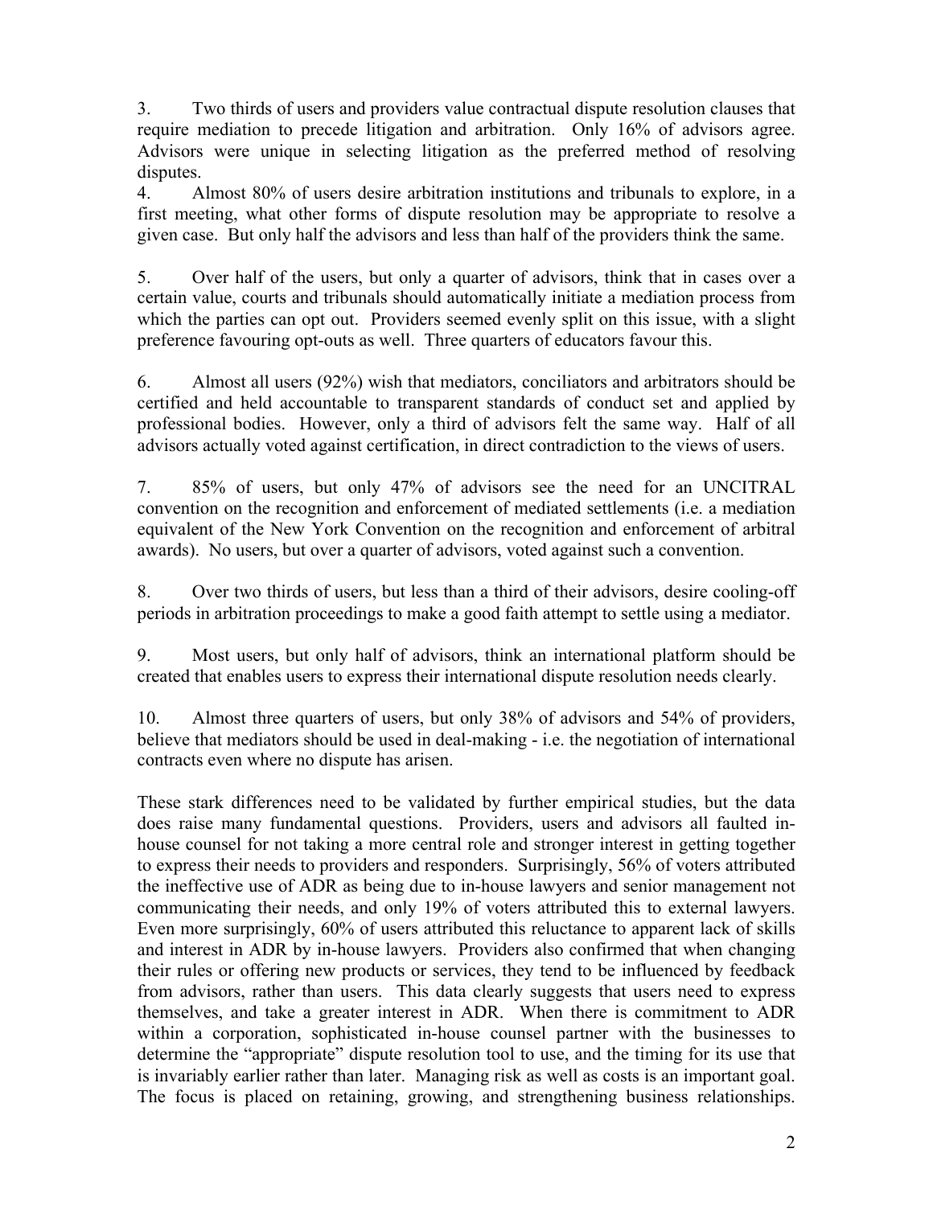3. Two thirds of users and providers value contractual dispute resolution clauses that require mediation to precede litigation and arbitration. Only 16% of advisors agree. Advisors were unique in selecting litigation as the preferred method of resolving disputes.

4. Almost 80% of users desire arbitration institutions and tribunals to explore, in a first meeting, what other forms of dispute resolution may be appropriate to resolve a given case. But only half the advisors and less than half of the providers think the same.

5. Over half of the users, but only a quarter of advisors, think that in cases over a certain value, courts and tribunals should automatically initiate a mediation process from which the parties can opt out. Providers seemed evenly split on this issue, with a slight preference favouring opt-outs as well. Three quarters of educators favour this.

6. Almost all users (92%) wish that mediators, conciliators and arbitrators should be certified and held accountable to transparent standards of conduct set and applied by professional bodies. However, only a third of advisors felt the same way. Half of all advisors actually voted against certification, in direct contradiction to the views of users.

7. 85% of users, but only 47% of advisors see the need for an UNCITRAL convention on the recognition and enforcement of mediated settlements (i.e. a mediation equivalent of the New York Convention on the recognition and enforcement of arbitral awards). No users, but over a quarter of advisors, voted against such a convention.

8. Over two thirds of users, but less than a third of their advisors, desire cooling-off periods in arbitration proceedings to make a good faith attempt to settle using a mediator.

9. Most users, but only half of advisors, think an international platform should be created that enables users to express their international dispute resolution needs clearly.

10. Almost three quarters of users, but only 38% of advisors and 54% of providers, believe that mediators should be used in deal-making - i.e. the negotiation of international contracts even where no dispute has arisen.

These stark differences need to be validated by further empirical studies, but the data does raise many fundamental questions. Providers, users and advisors all faulted in-house counsel for not taking a more central role and stronger interest in getting together to express their needs to providers and responders. Surprisingly, 56% of voters attributed the ineffective use of ADR as being due to in-house lawyers and senior management not communicating their needs, and only 19% of voters attributed this to external lawyers. Even more surprisingly, 60% of users attributed this reluctance to apparent lack of skills and interest in ADR by in-house lawyers. Providers also confirmed that when changing their rules or offering new products or services, they tend to be influenced by feedback from advisors, rather than users. This data clearly suggests that users need to express themselves, and take a greater interest in ADR. When there is commitment to ADR within a corporation, sophisticated in-house counsel partner with the businesses to determine the "appropriate" dispute resolution tool to use, and the timing for its use that is invariably earlier rather than later. Managing risk as well as costs is an important goal. The focus is placed on retaining, growing, and strengthening business relationships.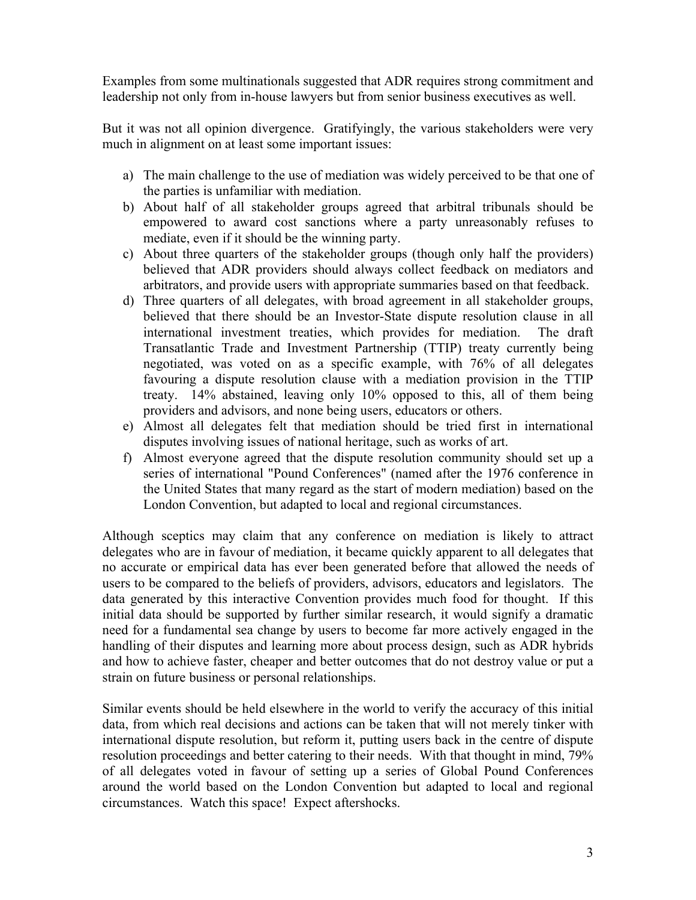Examples from some multinationals suggested that ADR requires strong commitment and leadership not only from in-house lawyers but from senior business executives as well.

But it was not all opinion divergence. Gratifyingly, the various stakeholders were very much in alignment on at least some important issues:

a) The main challenge to the use of mediation was widely perceived to be that one of the parties is unfamiliar with mediation.
b) About half of all stakeholder groups agreed that arbitral tribunals should be empowered to award cost sanctions where a party unreasonably refuses to mediate, even if it should be the winning party.
c) About three quarters of the stakeholder groups (though only half the providers) believed that ADR providers should always collect feedback on mediators and arbitrators, and provide users with appropriate summaries based on that feedback.
d) Three quarters of all delegates, with broad agreement in all stakeholder groups, believed that there should be an Investor-State dispute resolution clause in all international investment treaties, which provides for mediation. The draft Transatlantic Trade and Investment Partnership (TTIP) treaty currently being negotiated, was voted on as a specific example, with 76% of all delegates favouring a dispute resolution clause with a mediation provision in the TTIP treaty. 14% abstained, leaving only 10% opposed to this, all of them being providers and advisors, and none being users, educators or others.
e) Almost all delegates felt that mediation should be tried first in international disputes involving issues of national heritage, such as works of art.
f) Almost everyone agreed that the dispute resolution community should set up a series of international "Pound Conferences" (named after the 1976 conference in the United States that many regard as the start of modern mediation) based on the London Convention, but adapted to local and regional circumstances.

Although sceptics may claim that any conference on mediation is likely to attract delegates who are in favour of mediation, it became quickly apparent to all delegates that no accurate or empirical data has ever been generated before that allowed the needs of users to be compared to the beliefs of providers, advisors, educators and legislators. The data generated by this interactive Convention provides much food for thought. If this initial data should be supported by further similar research, it would signify a dramatic need for a fundamental sea change by users to become far more actively engaged in the handling of their disputes and learning more about process design, such as ADR hybrids and how to achieve faster, cheaper and better outcomes that do not destroy value or put a strain on future business or personal relationships.

Similar events should be held elsewhere in the world to verify the accuracy of this initial data, from which real decisions and actions can be taken that will not merely tinker with international dispute resolution, but reform it, putting users back in the centre of dispute resolution proceedings and better catering to their needs. With that thought in mind, 79% of all delegates voted in favour of setting up a series of Global Pound Conferences around the world based on the London Convention but adapted to local and regional circumstances. Watch this space! Expect aftershocks.